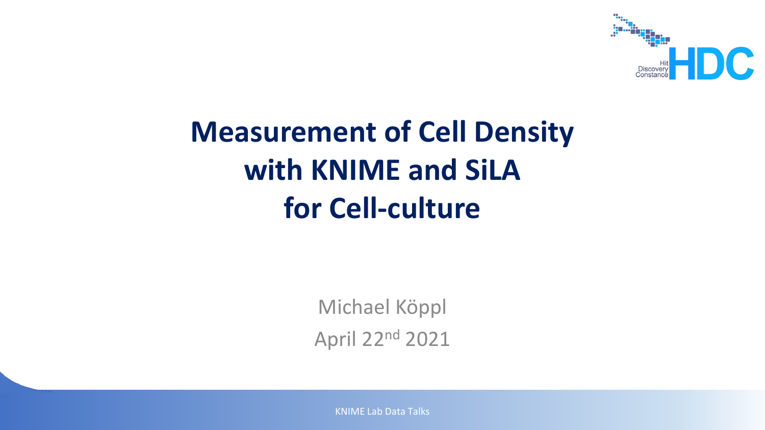# Measurement of Cell Density with KNIME and SiLA for Cell-culture

Michael Köppl

April 22nd 2021

KNIME Lab Data Talks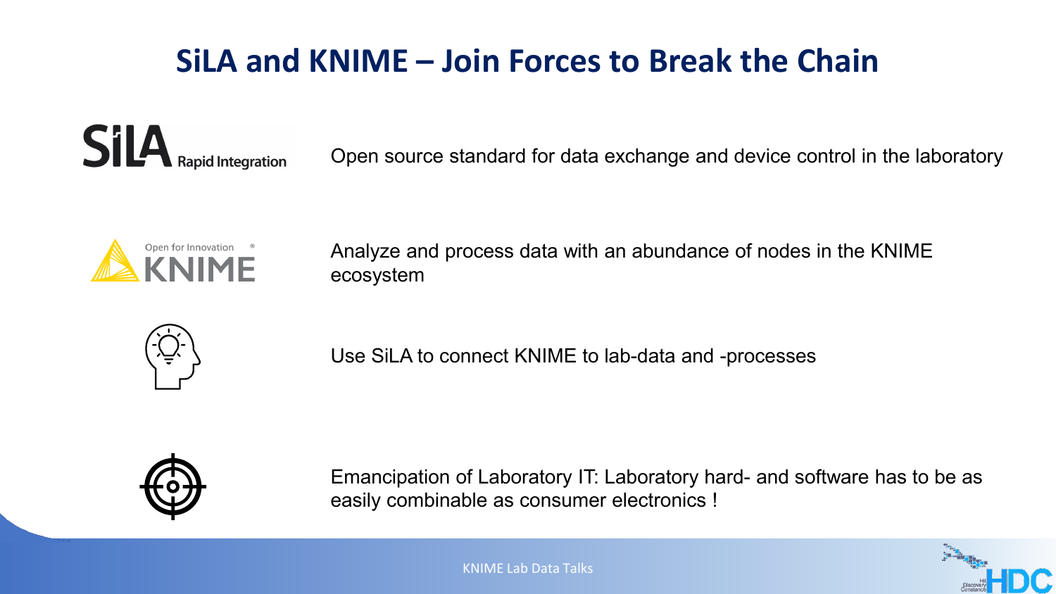# SiLA and KNIME – Join Forces to Break the Chain

SiLA Rapid Integration

Open source standard for data exchange and device control in the laboratory

Open for Innovation KNIME

Analyze and process data with an abundance of nodes in the KNIME ecosystem

Use SiLA to connect KNIME to lab-data and -processes

Emancipation of Laboratory IT: Laboratory hard- and software has to be as easily combinable as consumer electronics !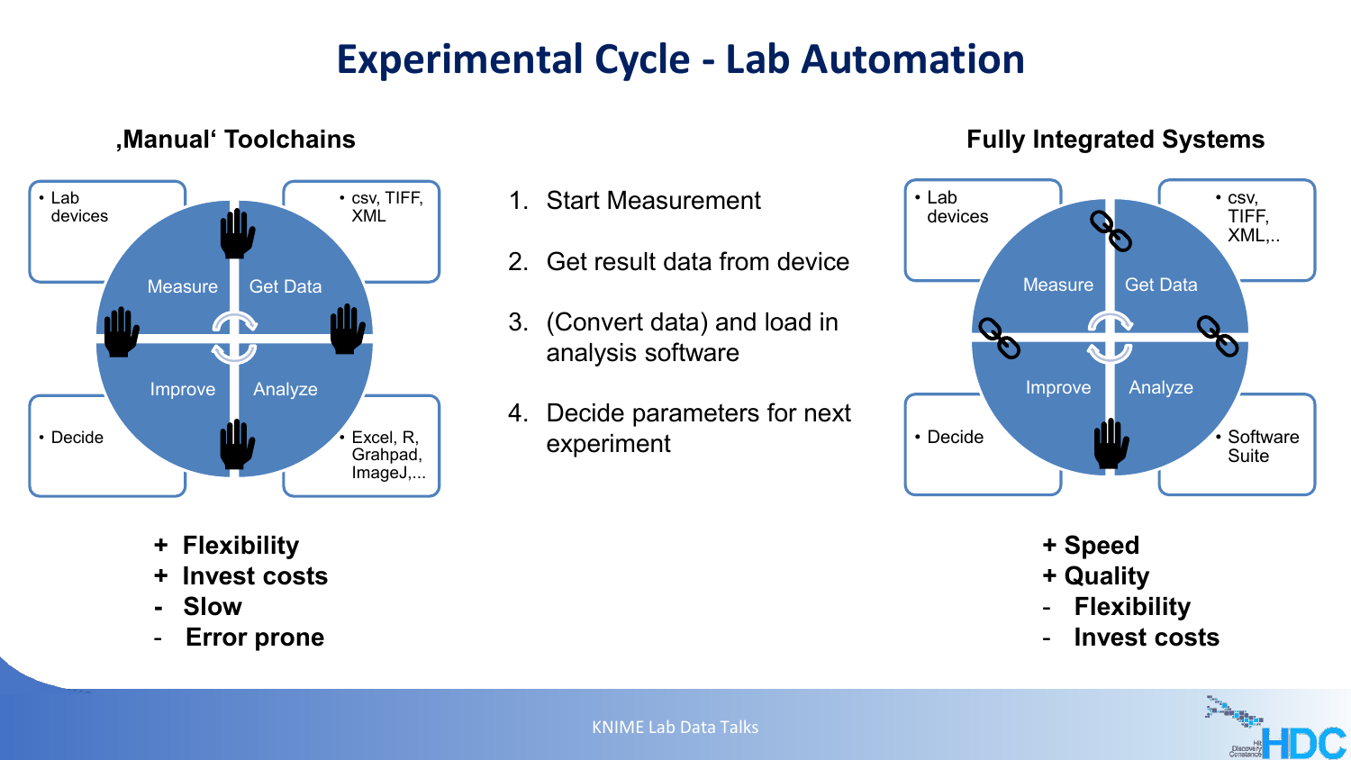# Experimental Cycle - Lab Automation

## ‚Manual' Toolchains

- Lab devices
- csv, TIFF, XML
- Decide
- Excel, R, Grahpad, ImageJ,...

Measure | Get Data | Improve | Analyze

+ **Flexibility**
+ **Invest costs**
- **Slow**
- **Error prone**

1. Start Measurement
2. Get result data from device
3. (Convert data) and load in analysis software
4. Decide parameters for next experiment

## Fully Integrated Systems

- Lab devices
- csv, TIFF, XML,..
- Decide
- Software Suite

Measure | Get Data | Improve | Analyze

+ **Speed**
+ **Quality**
- **Flexibility**
- **Invest costs**

KNIME Lab Data Talks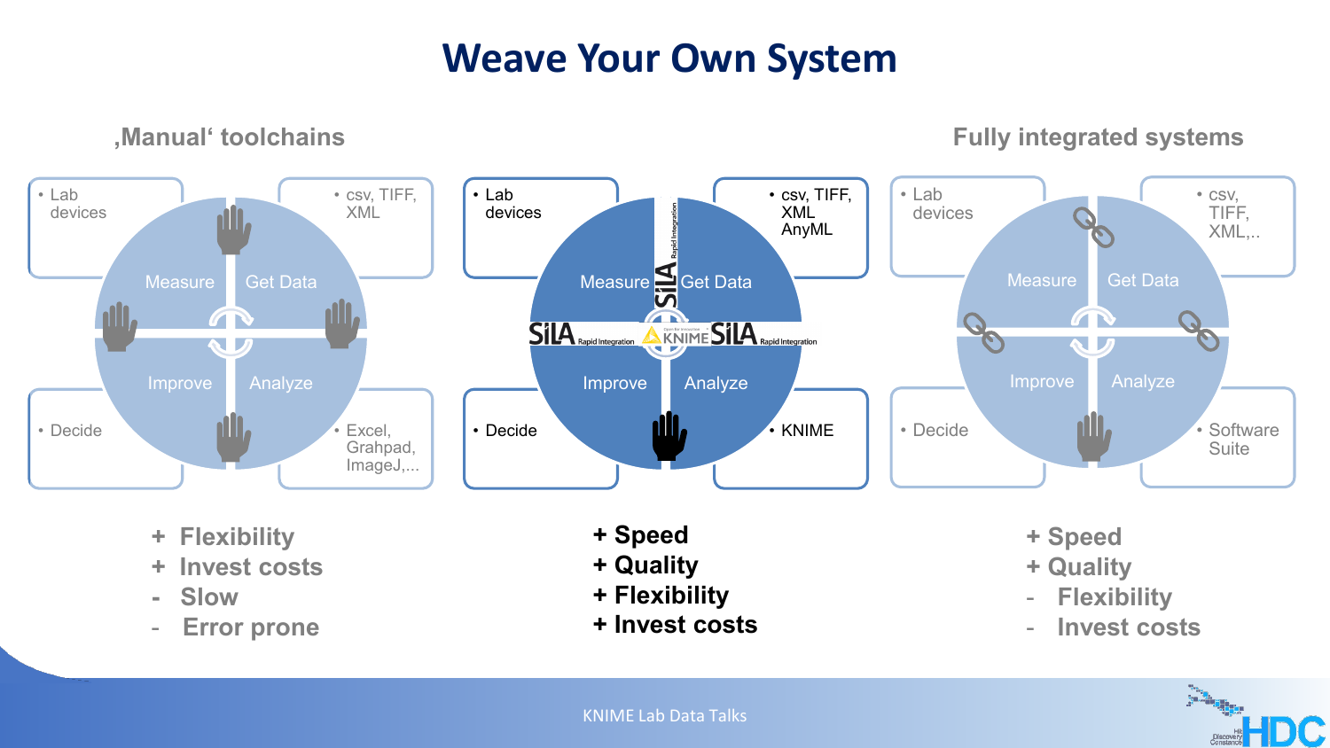# Weave Your Own System

## ‚Manual' toolchains

- Lab devices
- csv, TIFF, XML
- Decide
- Excel, Graphpad, ImageJ,...

Measure | Get Data | Improve | Analyze

+ Flexibility
+ Invest costs
- Slow
- Error prone

## SiLA Rapid Integration / KNIME

- Lab devices
- csv, TIFF, XML AnyML
- Decide
- KNIME

Measure | Get Data | Improve | Analyze

**+ Speed**
**+ Quality**
**+ Flexibility**
**+ Invest costs**

## Fully integrated systems

- Lab devices
- csv, TIFF, XML,..
- Decide
- Software Suite

Measure | Get Data | Improve | Analyze

+ Speed
+ Quality
- Flexibility
- Invest costs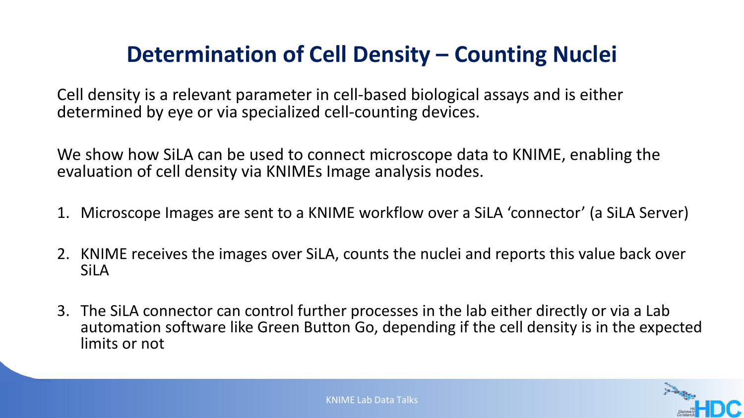# Determination of Cell Density – Counting Nuclei

Cell density is a relevant parameter in cell-based biological assays and is either determined by eye or via specialized cell-counting devices.

We show how SiLA can be used to connect microscope data to KNIME, enabling the evaluation of cell density via KNIMEs Image analysis nodes.

1. Microscope Images are sent to a KNIME workflow over a SiLA 'connector' (a SiLA Server)
2. KNIME receives the images over SiLA, counts the nuclei and reports this value back over SiLA
3. The SiLA connector can control further processes in the lab either directly or via a Lab automation software like Green Button Go, depending if the cell density is in the expected limits or not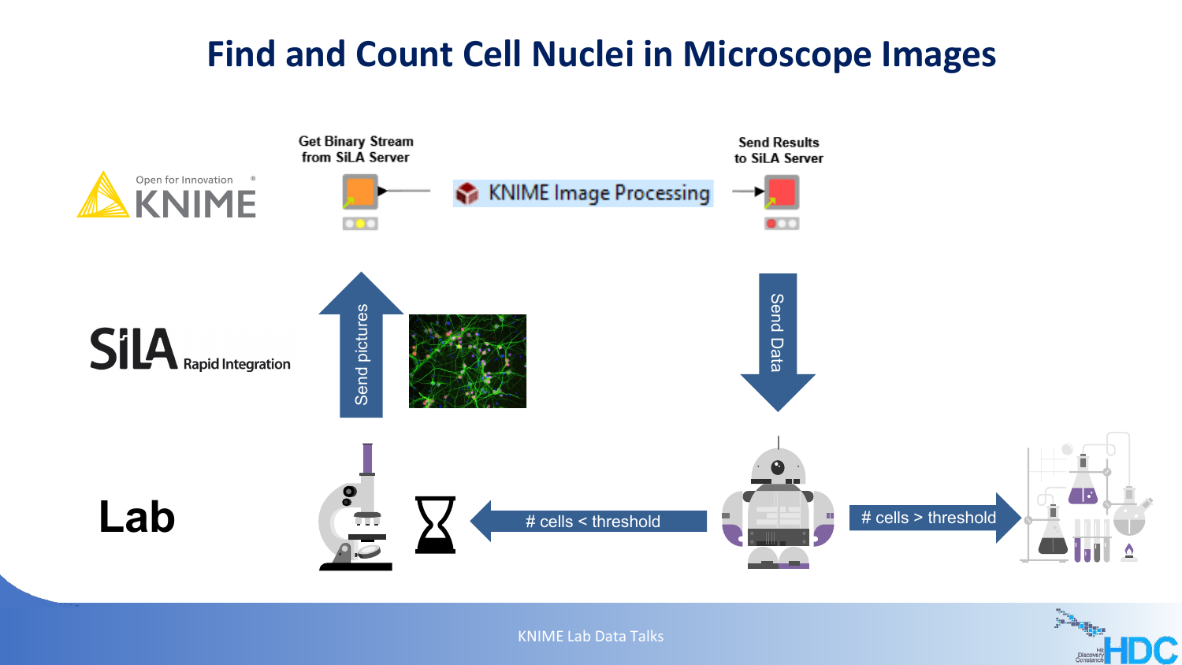# Find and Count Cell Nuclei in Microscope Images

KNIME — Open for Innovation

Get Binary Stream from SiLA Server

KNIME Image Processing

Send Results to SiLA Server

SiLA Rapid Integration

Send pictures

Send Data

Lab

# cells < threshold

# cells > threshold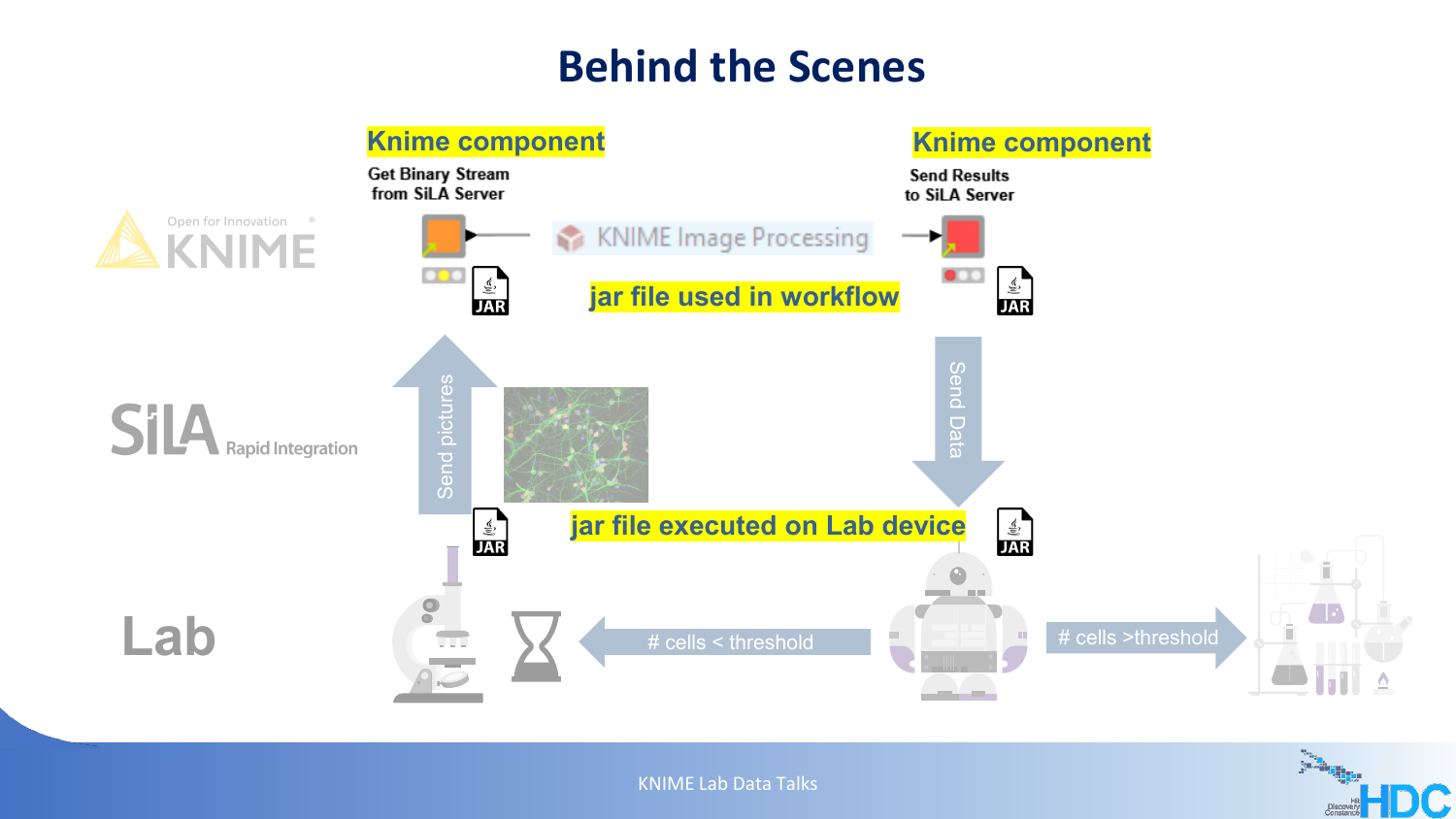# Behind the Scenes

**Knime component**

Get Binary Stream from SiLA Server

KNIME Image Processing

**Knime component**

Send Results to SiLA Server

**jar file used in workflow**

KNIME Open for Innovation

SiLA Rapid Integration

Send pictures

Send Data

**jar file executed on Lab device**

Lab

# cells < threshold

# cells >threshold

KNIME Lab Data Talks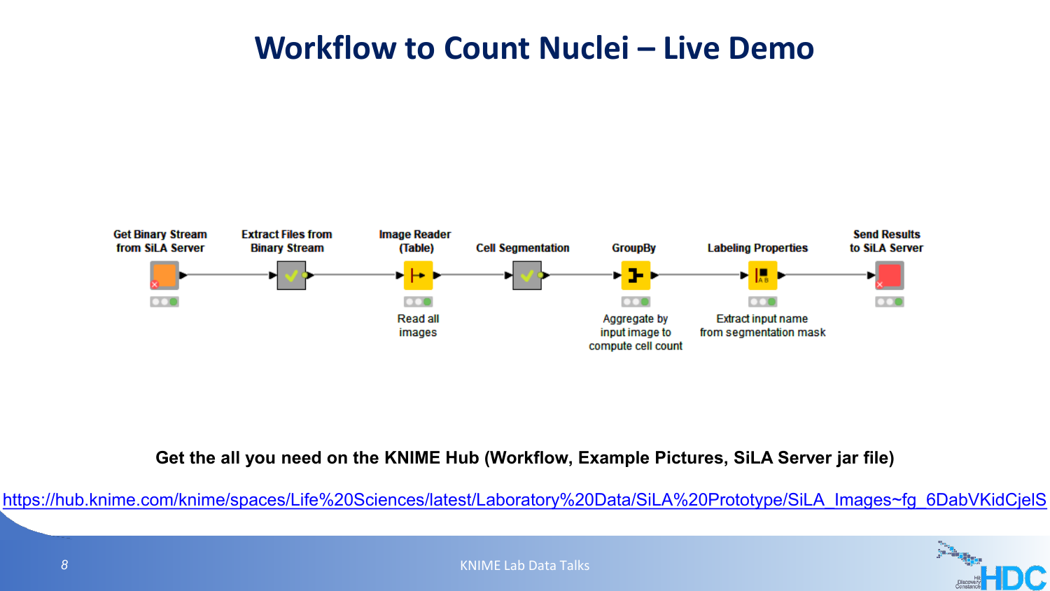# Workflow to Count Nuclei – Live Demo

Get Binary Stream from SiLA Server → Extract Files from Binary Stream → Image Reader (Table) → Cell Segmentation → GroupBy → Labeling Properties → Send Results to SiLA Server

- Image Reader (Table): Read all images
- GroupBy: Aggregate by input image to compute cell count
- Labeling Properties: Extract input name from segmentation mask

**Get the all you need on the KNIME Hub (Workflow, Example Pictures, SiLA Server jar file)**

https://hub.knime.com/knime/spaces/Life%20Sciences/latest/Laboratory%20Data/SiLA%20Prototype/SiLA_Images~fg_6DabVKidCjelS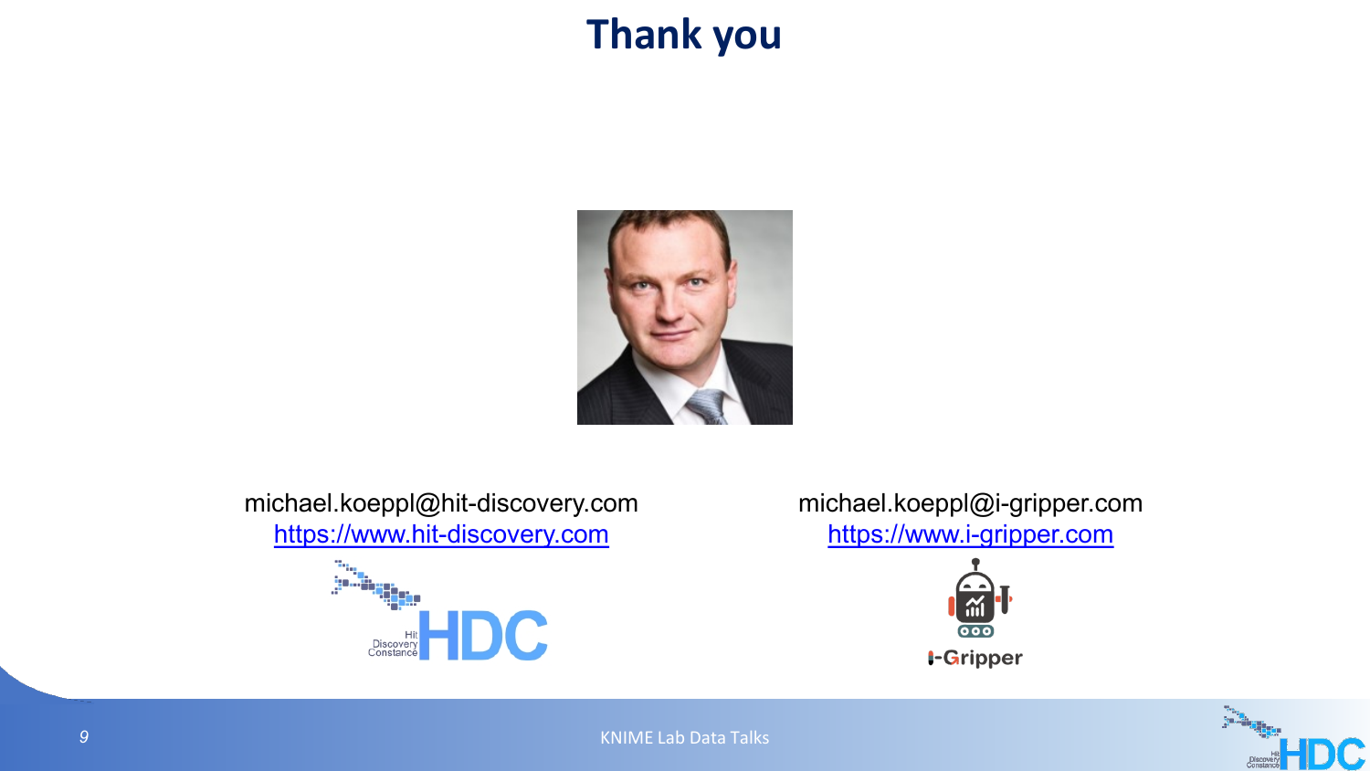# Thank you

michael.koeppl@hit-discovery.com
https://www.hit-discovery.com

Hit Discovery Constance HDC

michael.koeppl@i-gripper.com
https://www.i-gripper.com

i-Gripper